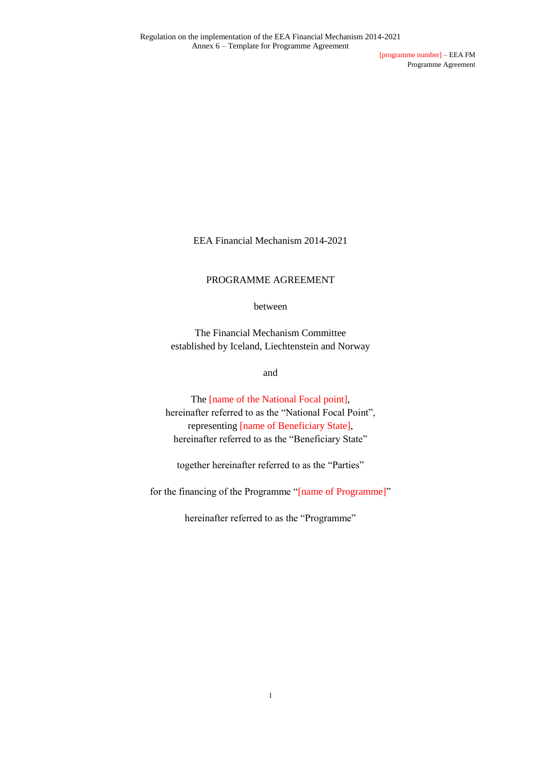EEA Financial Mechanism 2014-2021

PROGRAMME AGREEMENT

between

The Financial Mechanism Committee
established by Iceland, Liechtenstein and Norway

and

The [name of the National Focal point],
hereinafter referred to as the "National Focal Point",
representing [name of Beneficiary State],
hereinafter referred to as the "Beneficiary State"

together hereinafter referred to as the "Parties"

for the financing of the Programme "[name of Programme]"

hereinafter referred to as the "Programme"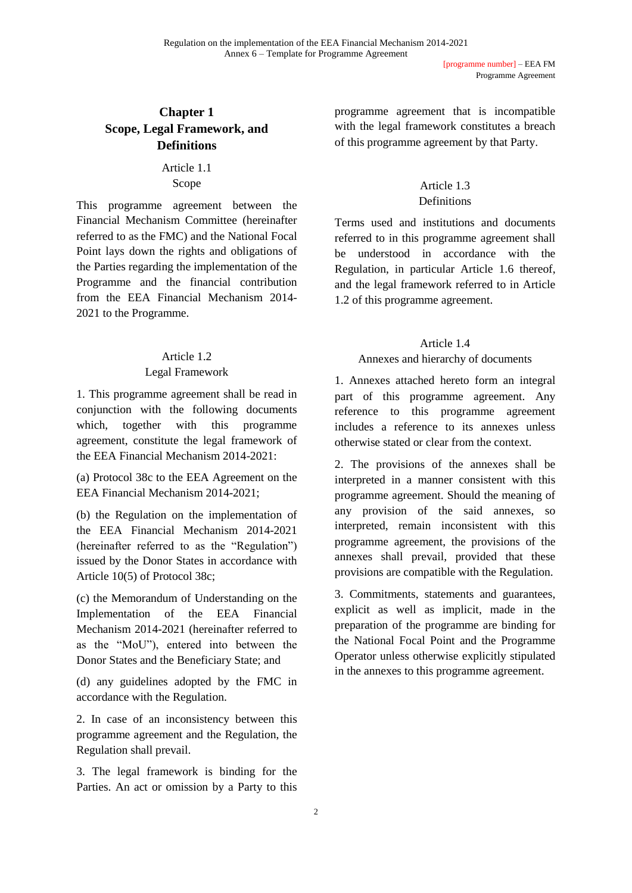# Chapter 1
# Scope, Legal Framework, and Definitions

Article 1.1
Scope

This programme agreement between the Financial Mechanism Committee (hereinafter referred to as the FMC) and the National Focal Point lays down the rights and obligations of the Parties regarding the implementation of the Programme and the financial contribution from the EEA Financial Mechanism 2014-2021 to the Programme.

Article 1.2
Legal Framework

1. This programme agreement shall be read in conjunction with the following documents which, together with this programme agreement, constitute the legal framework of the EEA Financial Mechanism 2014-2021:

(a) Protocol 38c to the EEA Agreement on the EEA Financial Mechanism 2014-2021;

(b) the Regulation on the implementation of the EEA Financial Mechanism 2014-2021 (hereinafter referred to as the "Regulation") issued by the Donor States in accordance with Article 10(5) of Protocol 38c;

(c) the Memorandum of Understanding on the Implementation of the EEA Financial Mechanism 2014-2021 (hereinafter referred to as the "MoU"), entered into between the Donor States and the Beneficiary State; and

(d) any guidelines adopted by the FMC in accordance with the Regulation.

2. In case of an inconsistency between this programme agreement and the Regulation, the Regulation shall prevail.

3. The legal framework is binding for the Parties. An act or omission by a Party to this programme agreement that is incompatible with the legal framework constitutes a breach of this programme agreement by that Party.

Article 1.3
Definitions

Terms used and institutions and documents referred to in this programme agreement shall be understood in accordance with the Regulation, in particular Article 1.6 thereof, and the legal framework referred to in Article 1.2 of this programme agreement.

Article 1.4
Annexes and hierarchy of documents

1. Annexes attached hereto form an integral part of this programme agreement. Any reference to this programme agreement includes a reference to its annexes unless otherwise stated or clear from the context.

2. The provisions of the annexes shall be interpreted in a manner consistent with this programme agreement. Should the meaning of any provision of the said annexes, so interpreted, remain inconsistent with this programme agreement, the provisions of the annexes shall prevail, provided that these provisions are compatible with the Regulation.

3. Commitments, statements and guarantees, explicit as well as implicit, made in the preparation of the programme are binding for the National Focal Point and the Programme Operator unless otherwise explicitly stipulated in the annexes to this programme agreement.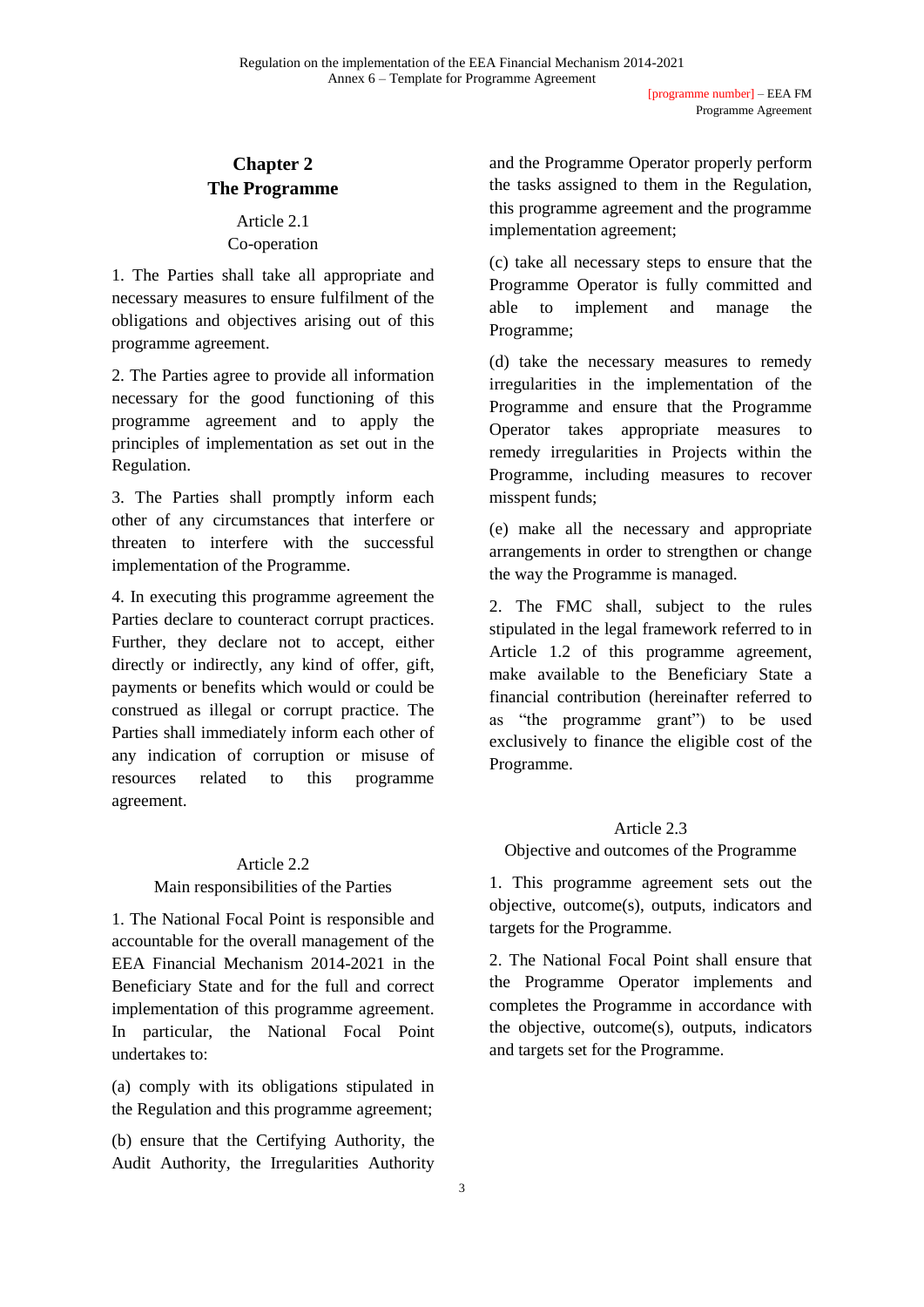## Chapter 2
## The Programme

### Article 2.1
### Co-operation

1. The Parties shall take all appropriate and necessary measures to ensure fulfilment of the obligations and objectives arising out of this programme agreement.

2. The Parties agree to provide all information necessary for the good functioning of this programme agreement and to apply the principles of implementation as set out in the Regulation.

3. The Parties shall promptly inform each other of any circumstances that interfere or threaten to interfere with the successful implementation of the Programme.

4. In executing this programme agreement the Parties declare to counteract corrupt practices. Further, they declare not to accept, either directly or indirectly, any kind of offer, gift, payments or benefits which would or could be construed as illegal or corrupt practice. The Parties shall immediately inform each other of any indication of corruption or misuse of resources related to this programme agreement.

### Article 2.2
### Main responsibilities of the Parties

1. The National Focal Point is responsible and accountable for the overall management of the EEA Financial Mechanism 2014-2021 in the Beneficiary State and for the full and correct implementation of this programme agreement. In particular, the National Focal Point undertakes to:

(a) comply with its obligations stipulated in the Regulation and this programme agreement;

(b) ensure that the Certifying Authority, the Audit Authority, the Irregularities Authority and the Programme Operator properly perform the tasks assigned to them in the Regulation, this programme agreement and the programme implementation agreement;

(c) take all necessary steps to ensure that the Programme Operator is fully committed and able to implement and manage the Programme;

(d) take the necessary measures to remedy irregularities in the implementation of the Programme and ensure that the Programme Operator takes appropriate measures to remedy irregularities in Projects within the Programme, including measures to recover misspent funds;

(e) make all the necessary and appropriate arrangements in order to strengthen or change the way the Programme is managed.

2. The FMC shall, subject to the rules stipulated in the legal framework referred to in Article 1.2 of this programme agreement, make available to the Beneficiary State a financial contribution (hereinafter referred to as "the programme grant") to be used exclusively to finance the eligible cost of the Programme.

### Article 2.3
### Objective and outcomes of the Programme

1. This programme agreement sets out the objective, outcome(s), outputs, indicators and targets for the Programme.

2. The National Focal Point shall ensure that the Programme Operator implements and completes the Programme in accordance with the objective, outcome(s), outputs, indicators and targets set for the Programme.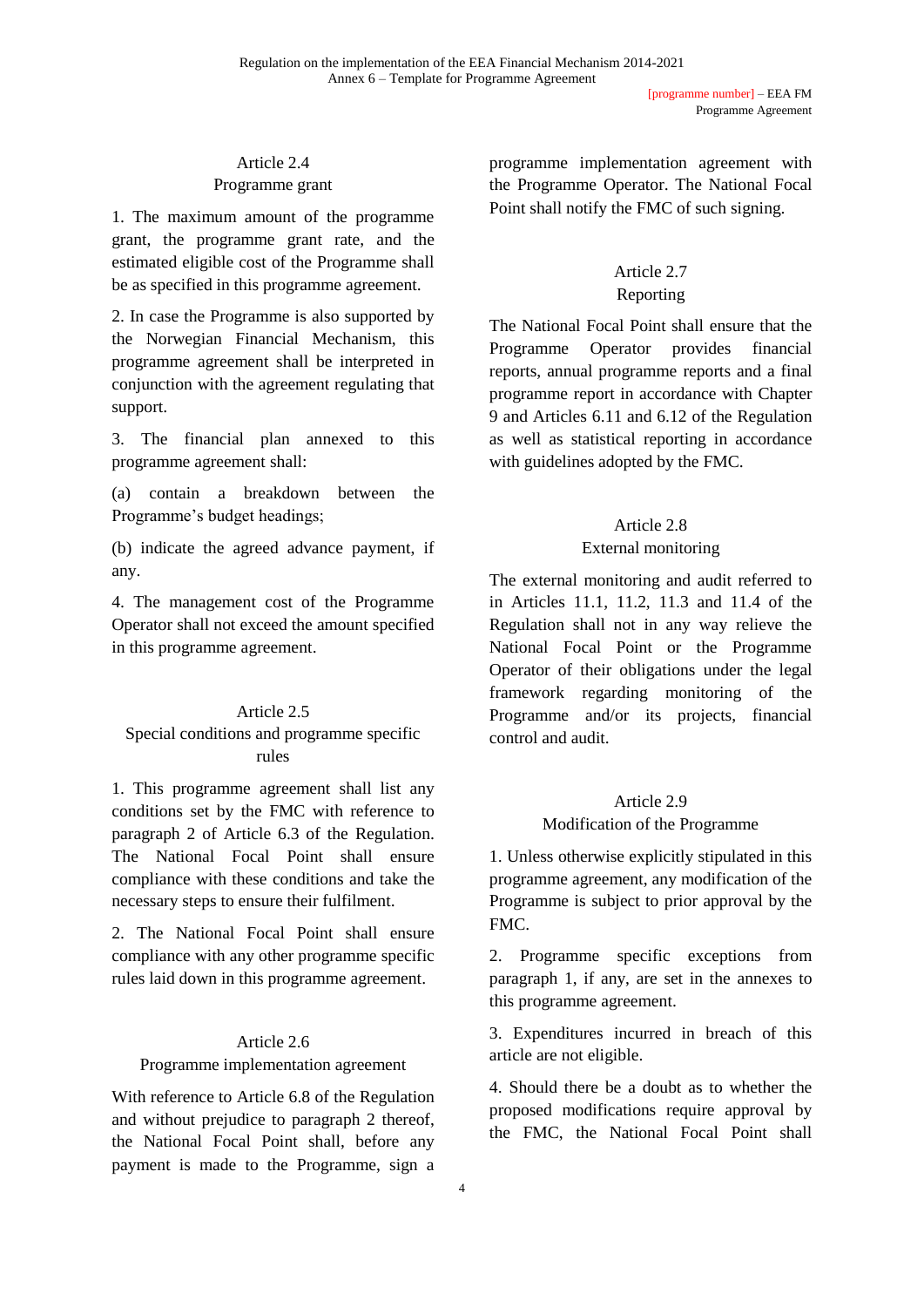## Article 2.4
## Programme grant

1. The maximum amount of the programme grant, the programme grant rate, and the estimated eligible cost of the Programme shall be as specified in this programme agreement.

2. In case the Programme is also supported by the Norwegian Financial Mechanism, this programme agreement shall be interpreted in conjunction with the agreement regulating that support.

3. The financial plan annexed to this programme agreement shall:

(a) contain a breakdown between the Programme's budget headings;

(b) indicate the agreed advance payment, if any.

4. The management cost of the Programme Operator shall not exceed the amount specified in this programme agreement.

## Article 2.5
## Special conditions and programme specific rules

1. This programme agreement shall list any conditions set by the FMC with reference to paragraph 2 of Article 6.3 of the Regulation. The National Focal Point shall ensure compliance with these conditions and take the necessary steps to ensure their fulfilment.

2. The National Focal Point shall ensure compliance with any other programme specific rules laid down in this programme agreement.

## Article 2.6
## Programme implementation agreement

With reference to Article 6.8 of the Regulation and without prejudice to paragraph 2 thereof, the National Focal Point shall, before any payment is made to the Programme, sign a programme implementation agreement with the Programme Operator. The National Focal Point shall notify the FMC of such signing.

## Article 2.7
## Reporting

The National Focal Point shall ensure that the Programme Operator provides financial reports, annual programme reports and a final programme report in accordance with Chapter 9 and Articles 6.11 and 6.12 of the Regulation as well as statistical reporting in accordance with guidelines adopted by the FMC.

## Article 2.8
## External monitoring

The external monitoring and audit referred to in Articles 11.1, 11.2, 11.3 and 11.4 of the Regulation shall not in any way relieve the National Focal Point or the Programme Operator of their obligations under the legal framework regarding monitoring of the Programme and/or its projects, financial control and audit.

## Article 2.9
## Modification of the Programme

1. Unless otherwise explicitly stipulated in this programme agreement, any modification of the Programme is subject to prior approval by the FMC.

2. Programme specific exceptions from paragraph 1, if any, are set in the annexes to this programme agreement.

3. Expenditures incurred in breach of this article are not eligible.

4. Should there be a doubt as to whether the proposed modifications require approval by the FMC, the National Focal Point shall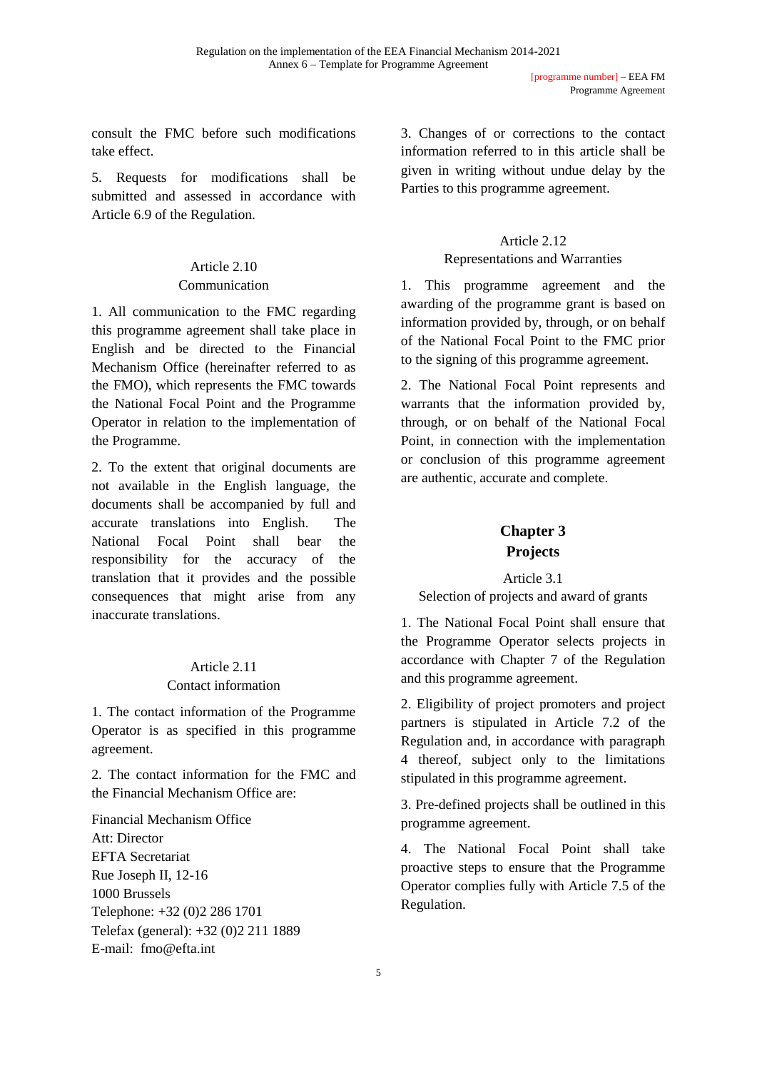consult the FMC before such modifications take effect.

5. Requests for modifications shall be submitted and assessed in accordance with Article 6.9 of the Regulation.

Article 2.10
Communication

1. All communication to the FMC regarding this programme agreement shall take place in English and be directed to the Financial Mechanism Office (hereinafter referred to as the FMO), which represents the FMC towards the National Focal Point and the Programme Operator in relation to the implementation of the Programme.

2. To the extent that original documents are not available in the English language, the documents shall be accompanied by full and accurate translations into English. The National Focal Point shall bear the responsibility for the accuracy of the translation that it provides and the possible consequences that might arise from any inaccurate translations.

Article 2.11
Contact information

1. The contact information of the Programme Operator is as specified in this programme agreement.

2. The contact information for the FMC and the Financial Mechanism Office are:

Financial Mechanism Office
Att: Director
EFTA Secretariat
Rue Joseph II, 12-16
1000 Brussels
Telephone: +32 (0)2 286 1701
Telefax (general): +32 (0)2 211 1889
E-mail: fmo@efta.int

3. Changes of or corrections to the contact information referred to in this article shall be given in writing without undue delay by the Parties to this programme agreement.

Article 2.12
Representations and Warranties

1. This programme agreement and the awarding of the programme grant is based on information provided by, through, or on behalf of the National Focal Point to the FMC prior to the signing of this programme agreement.

2. The National Focal Point represents and warrants that the information provided by, through, or on behalf of the National Focal Point, in connection with the implementation or conclusion of this programme agreement are authentic, accurate and complete.

## Chapter 3
## Projects

Article 3.1
Selection of projects and award of grants

1. The National Focal Point shall ensure that the Programme Operator selects projects in accordance with Chapter 7 of the Regulation and this programme agreement.

2. Eligibility of project promoters and project partners is stipulated in Article 7.2 of the Regulation and, in accordance with paragraph 4 thereof, subject only to the limitations stipulated in this programme agreement.

3. Pre-defined projects shall be outlined in this programme agreement.

4. The National Focal Point shall take proactive steps to ensure that the Programme Operator complies fully with Article 7.5 of the Regulation.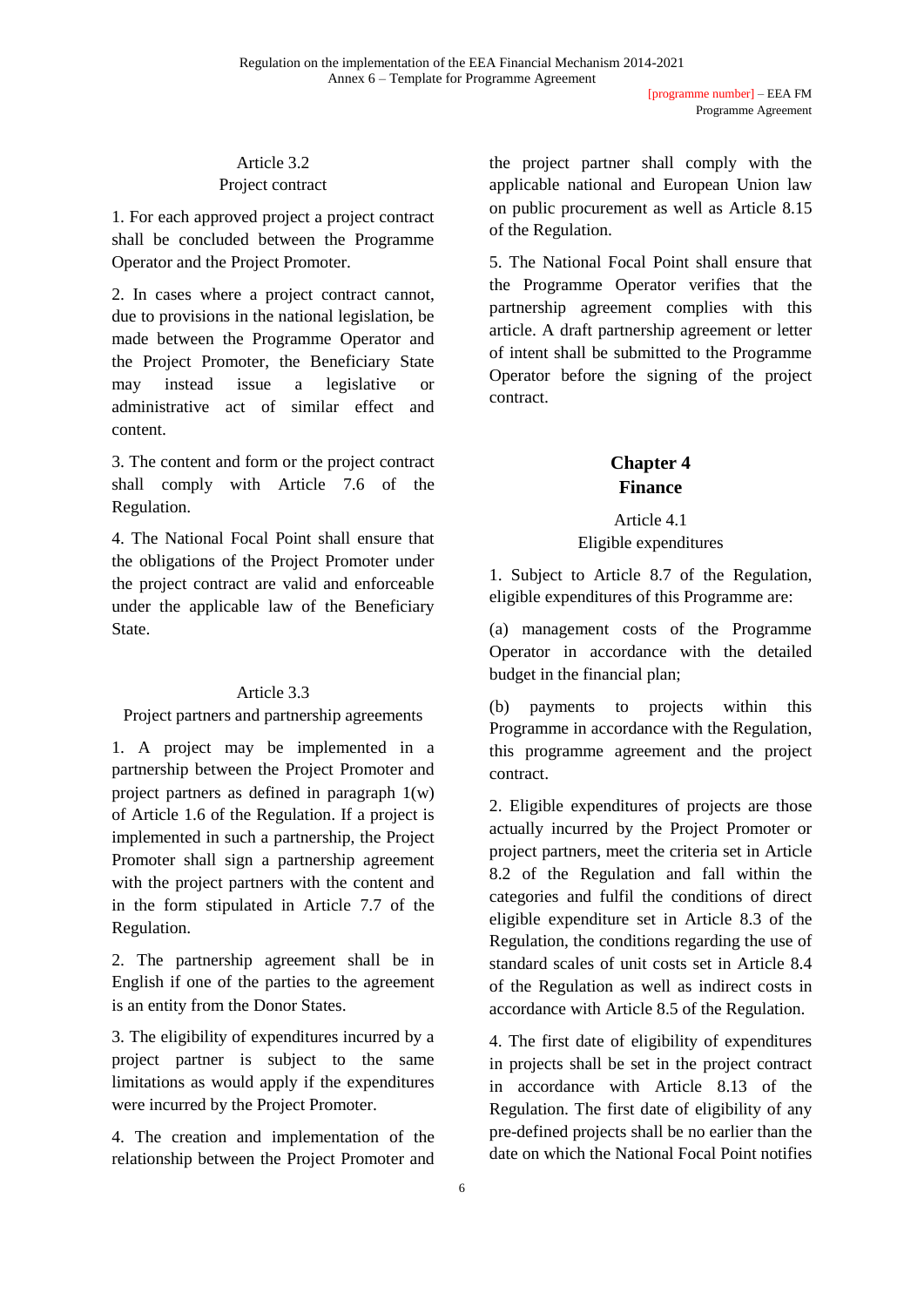Article 3.2
Project contract

1. For each approved project a project contract shall be concluded between the Programme Operator and the Project Promoter.

2. In cases where a project contract cannot, due to provisions in the national legislation, be made between the Programme Operator and the Project Promoter, the Beneficiary State may instead issue a legislative or administrative act of similar effect and content.

3. The content and form or the project contract shall comply with Article 7.6 of the Regulation.

4. The National Focal Point shall ensure that the obligations of the Project Promoter under the project contract are valid and enforceable under the applicable law of the Beneficiary State.

Article 3.3
Project partners and partnership agreements

1. A project may be implemented in a partnership between the Project Promoter and project partners as defined in paragraph 1(w) of Article 1.6 of the Regulation. If a project is implemented in such a partnership, the Project Promoter shall sign a partnership agreement with the project partners with the content and in the form stipulated in Article 7.7 of the Regulation.

2. The partnership agreement shall be in English if one of the parties to the agreement is an entity from the Donor States.

3. The eligibility of expenditures incurred by a project partner is subject to the same limitations as would apply if the expenditures were incurred by the Project Promoter.

4. The creation and implementation of the relationship between the Project Promoter and the project partner shall comply with the applicable national and European Union law on public procurement as well as Article 8.15 of the Regulation.

5. The National Focal Point shall ensure that the Programme Operator verifies that the partnership agreement complies with this article. A draft partnership agreement or letter of intent shall be submitted to the Programme Operator before the signing of the project contract.

## Chapter 4
## Finance

Article 4.1
Eligible expenditures

1. Subject to Article 8.7 of the Regulation, eligible expenditures of this Programme are:

(a) management costs of the Programme Operator in accordance with the detailed budget in the financial plan;

(b) payments to projects within this Programme in accordance with the Regulation, this programme agreement and the project contract.

2. Eligible expenditures of projects are those actually incurred by the Project Promoter or project partners, meet the criteria set in Article 8.2 of the Regulation and fall within the categories and fulfil the conditions of direct eligible expenditure set in Article 8.3 of the Regulation, the conditions regarding the use of standard scales of unit costs set in Article 8.4 of the Regulation as well as indirect costs in accordance with Article 8.5 of the Regulation.

4. The first date of eligibility of expenditures in projects shall be set in the project contract in accordance with Article 8.13 of the Regulation. The first date of eligibility of any pre-defined projects shall be no earlier than the date on which the National Focal Point notifies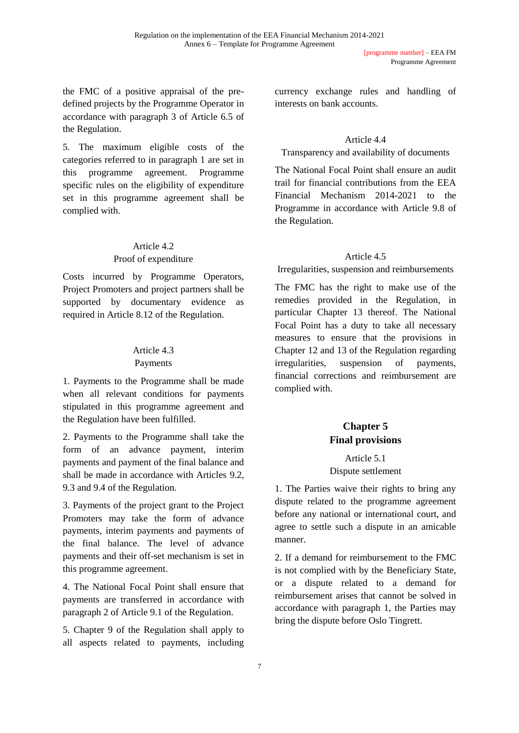the FMC of a positive appraisal of the pre-defined projects by the Programme Operator in accordance with paragraph 3 of Article 6.5 of the Regulation.

5. The maximum eligible costs of the categories referred to in paragraph 1 are set in this programme agreement. Programme specific rules on the eligibility of expenditure set in this programme agreement shall be complied with.

Article 4.2
Proof of expenditure

Costs incurred by Programme Operators, Project Promoters and project partners shall be supported by documentary evidence as required in Article 8.12 of the Regulation.

Article 4.3
Payments

1. Payments to the Programme shall be made when all relevant conditions for payments stipulated in this programme agreement and the Regulation have been fulfilled.

2. Payments to the Programme shall take the form of an advance payment, interim payments and payment of the final balance and shall be made in accordance with Articles 9.2, 9.3 and 9.4 of the Regulation.

3. Payments of the project grant to the Project Promoters may take the form of advance payments, interim payments and payments of the final balance. The level of advance payments and their off-set mechanism is set in this programme agreement.

4. The National Focal Point shall ensure that payments are transferred in accordance with paragraph 2 of Article 9.1 of the Regulation.

5. Chapter 9 of the Regulation shall apply to all aspects related to payments, including currency exchange rules and handling of interests on bank accounts.

Article 4.4
Transparency and availability of documents

The National Focal Point shall ensure an audit trail for financial contributions from the EEA Financial Mechanism 2014-2021 to the Programme in accordance with Article 9.8 of the Regulation.

Article 4.5
Irregularities, suspension and reimbursements

The FMC has the right to make use of the remedies provided in the Regulation, in particular Chapter 13 thereof. The National Focal Point has a duty to take all necessary measures to ensure that the provisions in Chapter 12 and 13 of the Regulation regarding irregularities, suspension of payments, financial corrections and reimbursement are complied with.

## Chapter 5
## Final provisions

Article 5.1
Dispute settlement

1. The Parties waive their rights to bring any dispute related to the programme agreement before any national or international court, and agree to settle such a dispute in an amicable manner.

2. If a demand for reimbursement to the FMC is not complied with by the Beneficiary State, or a dispute related to a demand for reimbursement arises that cannot be solved in accordance with paragraph 1, the Parties may bring the dispute before Oslo Tingrett.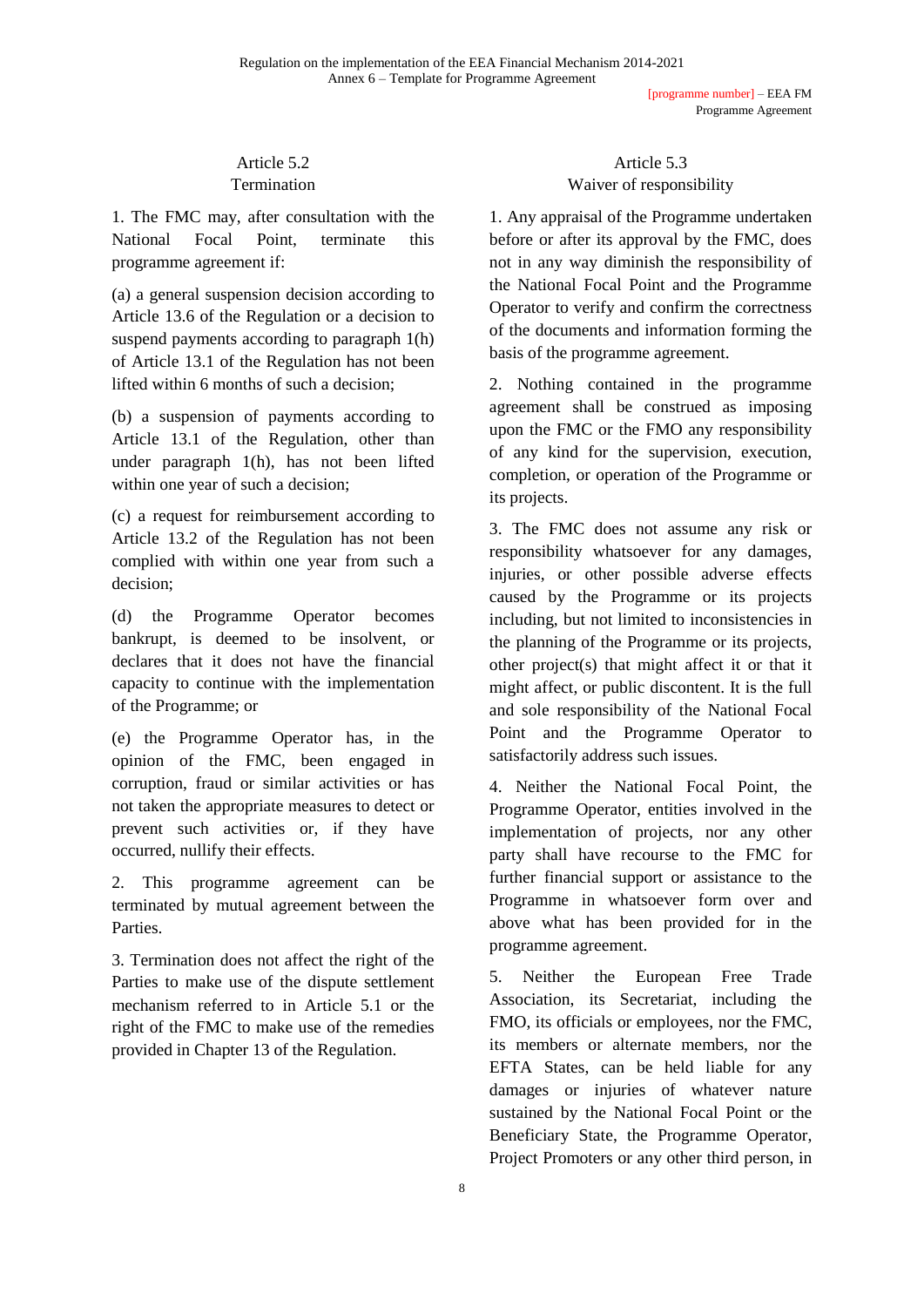### Article 5.2
### Termination

1. The FMC may, after consultation with the National Focal Point, terminate this programme agreement if:

(a) a general suspension decision according to Article 13.6 of the Regulation or a decision to suspend payments according to paragraph 1(h) of Article 13.1 of the Regulation has not been lifted within 6 months of such a decision;

(b) a suspension of payments according to Article 13.1 of the Regulation, other than under paragraph 1(h), has not been lifted within one year of such a decision;

(c) a request for reimbursement according to Article 13.2 of the Regulation has not been complied with within one year from such a decision;

(d) the Programme Operator becomes bankrupt, is deemed to be insolvent, or declares that it does not have the financial capacity to continue with the implementation of the Programme; or

(e) the Programme Operator has, in the opinion of the FMC, been engaged in corruption, fraud or similar activities or has not taken the appropriate measures to detect or prevent such activities or, if they have occurred, nullify their effects.

2. This programme agreement can be terminated by mutual agreement between the Parties.

3. Termination does not affect the right of the Parties to make use of the dispute settlement mechanism referred to in Article 5.1 or the right of the FMC to make use of the remedies provided in Chapter 13 of the Regulation.

### Article 5.3
### Waiver of responsibility

1. Any appraisal of the Programme undertaken before or after its approval by the FMC, does not in any way diminish the responsibility of the National Focal Point and the Programme Operator to verify and confirm the correctness of the documents and information forming the basis of the programme agreement.

2. Nothing contained in the programme agreement shall be construed as imposing upon the FMC or the FMO any responsibility of any kind for the supervision, execution, completion, or operation of the Programme or its projects.

3. The FMC does not assume any risk or responsibility whatsoever for any damages, injuries, or other possible adverse effects caused by the Programme or its projects including, but not limited to inconsistencies in the planning of the Programme or its projects, other project(s) that might affect it or that it might affect, or public discontent. It is the full and sole responsibility of the National Focal Point and the Programme Operator to satisfactorily address such issues.

4. Neither the National Focal Point, the Programme Operator, entities involved in the implementation of projects, nor any other party shall have recourse to the FMC for further financial support or assistance to the Programme in whatsoever form over and above what has been provided for in the programme agreement.

5. Neither the European Free Trade Association, its Secretariat, including the FMO, its officials or employees, nor the FMC, its members or alternate members, nor the EFTA States, can be held liable for any damages or injuries of whatever nature sustained by the National Focal Point or the Beneficiary State, the Programme Operator, Project Promoters or any other third person, in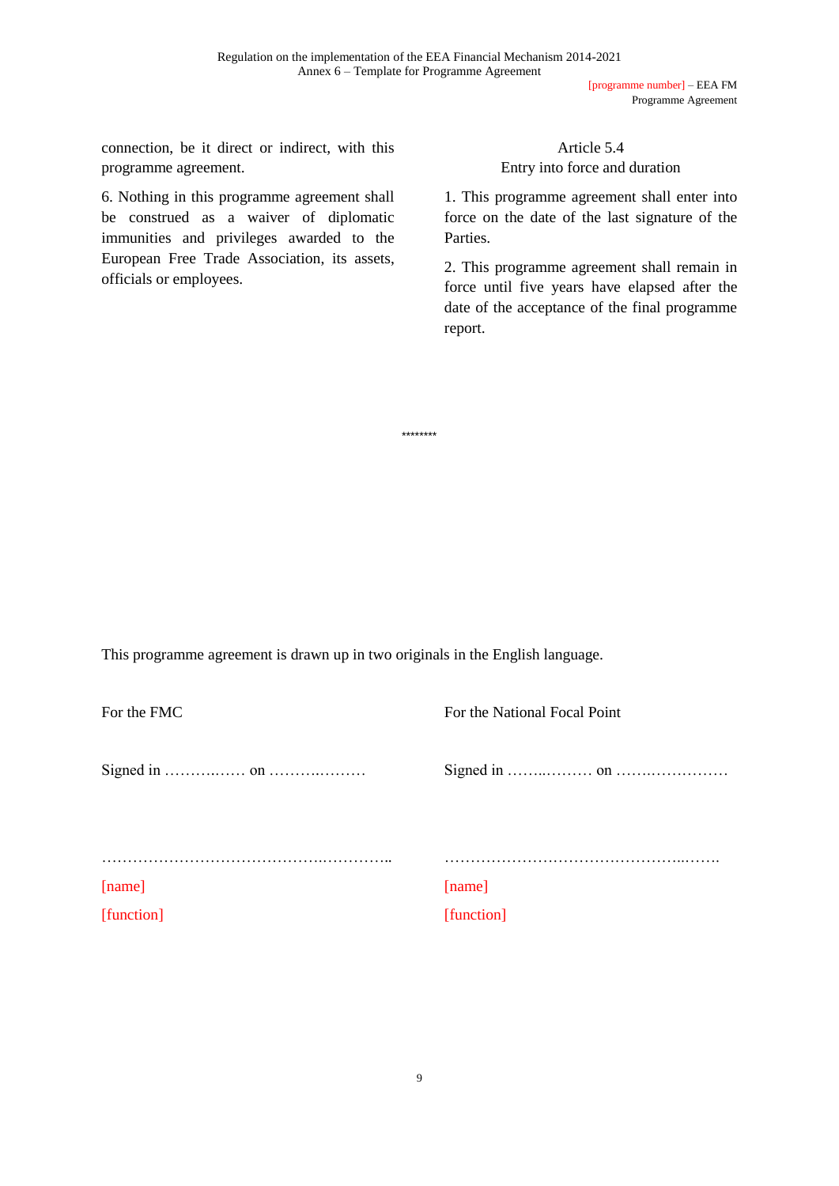connection, be it direct or indirect, with this programme agreement.

6. Nothing in this programme agreement shall be construed as a waiver of diplomatic immunities and privileges awarded to the European Free Trade Association, its assets, officials or employees.

### Article 5.4
### Entry into force and duration

1. This programme agreement shall enter into force on the date of the last signature of the Parties.

2. This programme agreement shall remain in force until five years have elapsed after the date of the acceptance of the final programme report.

********

This programme agreement is drawn up in two originals in the English language.

| | |
|---|---|
| For the FMC | For the National Focal Point |
| Signed in ……….…… on ……….……… | Signed in …….……… on …….…………… |
| ………………………………….………….. | ……………………………………..……. |
| [name] | [name] |
| [function] | [function] |